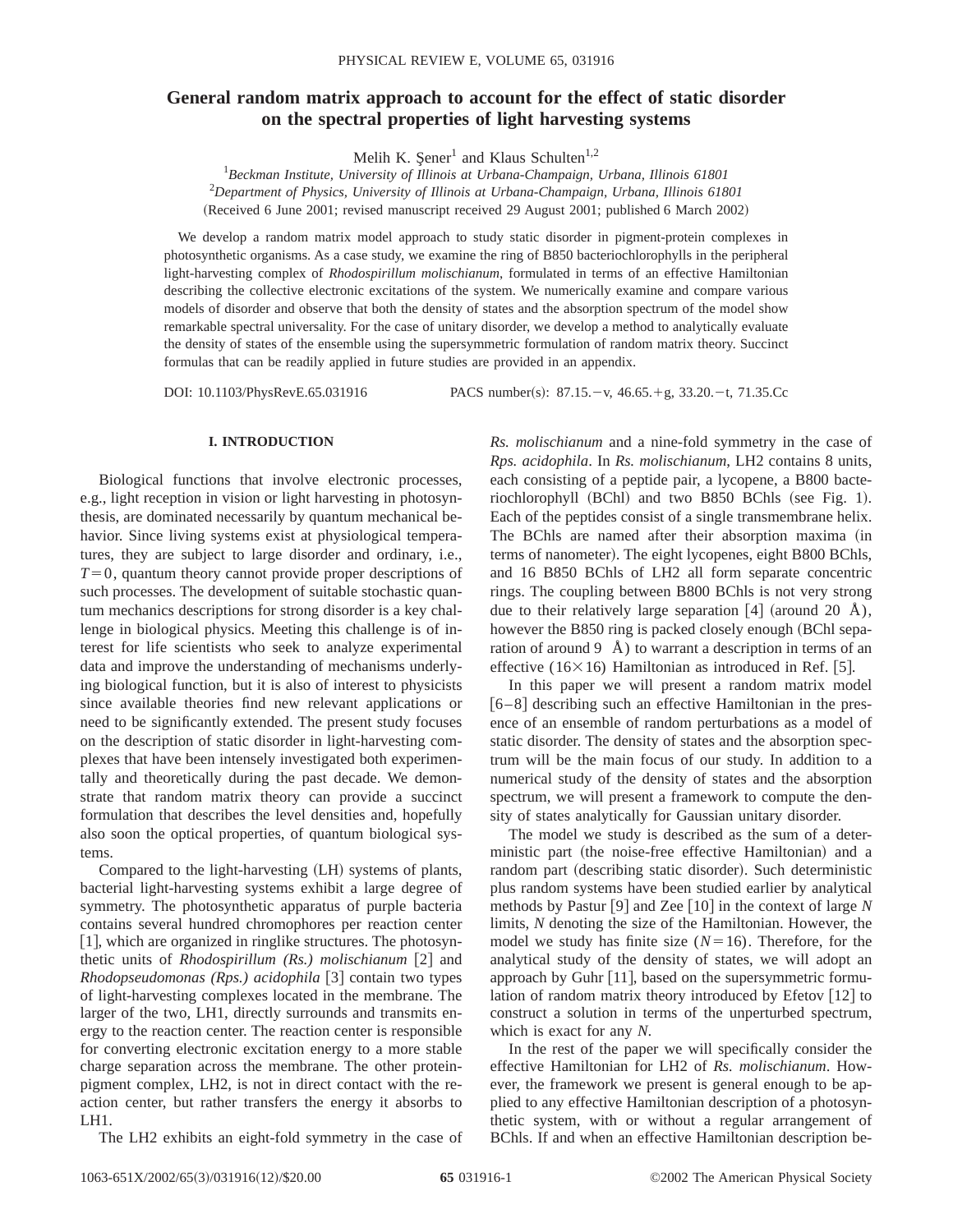# General random matrix approach to account for the effect of static disorder on the spectral properties of light harvesting systems

Melih K. Şener[1] and Klaus Schulten[1,2]

[1]*Beckman Institute, University of Illinois at Urbana-Champaign, Urbana, Illinois 61801*

[2]*Department of Physics, University of Illinois at Urbana-Champaign, Urbana, Illinois 61801*

(Received 6 June 2001; revised manuscript received 29 August 2001; published 6 March 2002)

We develop a random matrix model approach to study static disorder in pigment-protein complexes in photosynthetic organisms. As a case study, we examine the ring of B850 bacteriochlorophylls in the peripheral light-harvesting complex of *Rhodospirillum molischianum*, formulated in terms of an effective Hamiltonian describing the collective electronic excitations of the system. We numerically examine and compare various models of disorder and observe that both the density of states and the absorption spectrum of the model show remarkable spectral universality. For the case of unitary disorder, we develop a method to analytically evaluate the density of states of the ensemble using the supersymmetric formulation of random matrix theory. Succinct formulas that can be readily applied in future studies are provided in an appendix.

DOI: 10.1103/PhysRevE.65.031916 PACS number(s): 87.15.−v, 46.65.+g, 33.20.−t, 71.35.Cc

## I. INTRODUCTION

Biological functions that involve electronic processes, e.g., light reception in vision or light harvesting in photosynthesis, are dominated necessarily by quantum mechanical behavior. Since living systems exist at physiological temperatures, they are subject to large disorder and ordinary, i.e., $T=0$, quantum theory cannot provide proper descriptions of such processes. The development of suitable stochastic quantum mechanics descriptions for strong disorder is a key challenge in biological physics. Meeting this challenge is of interest for life scientists who seek to analyze experimental data and improve the understanding of mechanisms underlying biological function, but it is also of interest to physicists since available theories find new relevant applications or need to be significantly extended. The present study focuses on the description of static disorder in light-harvesting complexes that have been intensely investigated both experimentally and theoretically during the past decade. We demonstrate that random matrix theory can provide a succinct formulation that describes the level densities and, hopefully also soon the optical properties, of quantum biological systems.

Compared to the light-harvesting (LH) systems of plants, bacterial light-harvesting systems exhibit a large degree of symmetry. The photosynthetic apparatus of purple bacteria contains several hundred chromophores per reaction center [1], which are organized in ringlike structures. The photosynthetic units of *Rhodospirillum (Rs.) molischianum* [2] and *Rhodopseudomonas (Rps.) acidophila* [3] contain two types of light-harvesting complexes located in the membrane. The larger of the two, LH1, directly surrounds and transmits energy to the reaction center. The reaction center is responsible for converting electronic excitation energy to a more stable charge separation across the membrane. The other protein-pigment complex, LH2, is not in direct contact with the reaction center, but rather transfers the energy it absorbs to LH1.

The LH2 exhibits an eight-fold symmetry in the case of *Rs. molischianum* and a nine-fold symmetry in the case of *Rps. acidophila*. In *Rs. molischianum*, LH2 contains 8 units, each consisting of a peptide pair, a lycopene, a B800 bacteriochlorophyll (BChl) and two B850 BChls (see Fig. 1). Each of the peptides consist of a single transmembrane helix. The BChls are named after their absorption maxima (in terms of nanometer). The eight lycopenes, eight B800 BChls, and 16 B850 BChls of LH2 all form separate concentric rings. The coupling between B800 BChls is not very strong due to their relatively large separation [4] (around 20 Å), however the B850 ring is packed closely enough (BChl separation of around 9 Å) to warrant a description in terms of an effective $(16\times16)$ Hamiltonian as introduced in Ref. [5].

In this paper we will present a random matrix model [6–8] describing such an effective Hamiltonian in the presence of an ensemble of random perturbations as a model of static disorder. The density of states and the absorption spectrum will be the main focus of our study. In addition to a numerical study of the density of states and the absorption spectrum, we will present a framework to compute the density of states analytically for Gaussian unitary disorder.

The model we study is described as the sum of a deterministic part (the noise-free effective Hamiltonian) and a random part (describing static disorder). Such deterministic plus random systems have been studied earlier by analytical methods by Pastur [9] and Zee [10] in the context of large $N$ limits, $N$ denoting the size of the Hamiltonian. However, the model we study has finite size $(N=16)$. Therefore, for the analytical study of the density of states, we will adopt an approach by Guhr [11], based on the supersymmetric formulation of random matrix theory introduced by Efetov [12] to construct a solution in terms of the unperturbed spectrum, which is exact for any $N$.

In the rest of the paper we will specifically consider the effective Hamiltonian for LH2 of *Rs. molischianum*. However, the framework we present is general enough to be applied to any effective Hamiltonian description of a photosynthetic system, with or without a regular arrangement of BChls. If and when an effective Hamiltonian description be-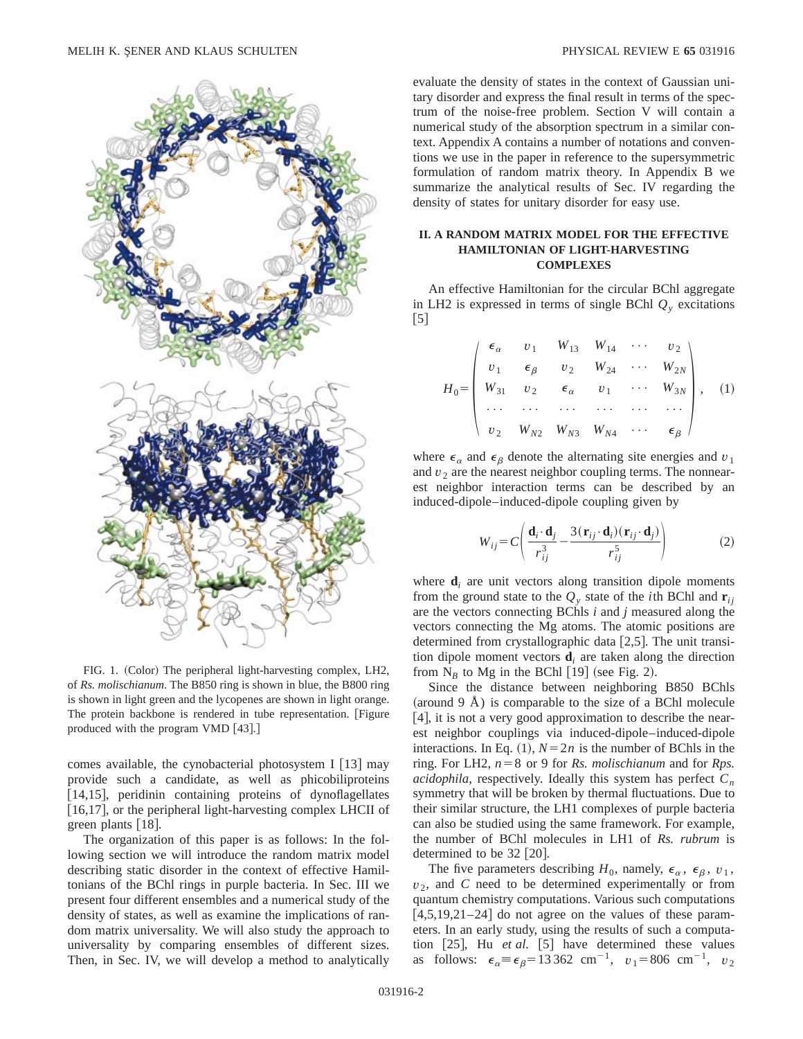FIG. 1. (Color) The peripheral light-harvesting complex, LH2, of *Rs. molischianum*. The B850 ring is shown in blue, the B800 ring is shown in light green and the lycopenes are shown in light orange. The protein backbone is rendered in tube representation. [Figure produced with the program VMD [43].]

comes available, the cynobacterial photosystem I [13] may provide such a candidate, as well as phicobiliproteins [14,15], peridinin containing proteins of dynoflagellates [16,17], or the peripheral light-harvesting complex LHCII of green plants [18].

The organization of this paper is as follows: In the following section we will introduce the random matrix model describing static disorder in the context of effective Hamiltonians of the BChl rings in purple bacteria. In Sec. III we present four different ensembles and a numerical study of the density of states, as well as examine the implications of random matrix universality. We will also study the approach to universality by comparing ensembles of different sizes. Then, in Sec. IV, we will develop a method to analytically evaluate the density of states in the context of Gaussian unitary disorder and express the final result in terms of the spectrum of the noise-free problem. Section V will contain a numerical study of the absorption spectrum in a similar context. Appendix A contains a number of notations and conventions we use in the paper in reference to the supersymmetric formulation of random matrix theory. In Appendix B we summarize the analytical results of Sec. IV regarding the density of states for unitary disorder for easy use.

## II. A RANDOM MATRIX MODEL FOR THE EFFECTIVE HAMILTONIAN OF LIGHT-HARVESTING COMPLEXES

An effective Hamiltonian for the circular BChl aggregate in LH2 is expressed in terms of single BChl $Q_y$ excitations [5]

$$H_0=\begin{pmatrix} \epsilon_\alpha & v_1 & W_{13} & W_{14} & \cdots & v_2 \\ v_1 & \epsilon_\beta & v_2 & W_{24} & \cdots & W_{2N} \\ W_{31} & v_2 & \epsilon_\alpha & v_1 & \cdots & W_{3N} \\ \cdots & \cdots & \cdots & \cdots & \cdots & \cdots \\ v_2 & W_{N2} & W_{N3} & W_{N4} & \cdots & \epsilon_\beta \end{pmatrix}, \quad (1)$$

where $\epsilon_\alpha$ and $\epsilon_\beta$ denote the alternating site energies and $v_1$ and $v_2$ are the nearest neighbor coupling terms. The nonnearest neighbor interaction terms can be described by an induced-dipole–induced-dipole coupling given by

$$W_{ij}=C\left(\frac{\mathbf{d}_i\cdot\mathbf{d}_j}{r_{ij}^3}-\frac{3(\mathbf{r}_{ij}\cdot\mathbf{d}_i)(\mathbf{r}_{ij}\cdot\mathbf{d}_j)}{r_{ij}^5}\right) \quad (2)$$

where $\mathbf{d}_i$ are unit vectors along transition dipole moments from the ground state to the $Q_y$ state of the $i$th BChl and $\mathbf{r}_{ij}$ are the vectors connecting BChls $i$ and $j$ measured along the vectors connecting the Mg atoms. The atomic positions are determined from crystallographic data [2,5]. The unit transition dipole moment vectors $\mathbf{d}_i$ are taken along the direction from $N_B$ to Mg in the BChl [19] (see Fig. 2).

Since the distance between neighboring B850 BChls (around 9 Å) is comparable to the size of a BChl molecule [4], it is not a very good approximation to describe the nearest neighbor couplings via induced-dipole–induced-dipole interactions. In Eq. (1), $N=2n$ is the number of BChls in the ring. For LH2, $n=8$ or 9 for *Rs. molischianum* and for *Rps. acidophila*, respectively. Ideally this system has perfect $C_n$ symmetry that will be broken by thermal fluctuations. Due to their similar structure, the LH1 complexes of purple bacteria can also be studied using the same framework. For example, the number of BChl molecules in LH1 of *Rs. rubrum* is determined to be 32 [20].

The five parameters describing $H_0$, namely, $\epsilon_\alpha$, $\epsilon_\beta$, $v_1$, $v_2$, and $C$ need to be determined experimentally or from quantum chemistry computations. Various such computations [4,5,19,21–24] do not agree on the values of these parameters. In an early study, using the results of such a computation [25], Hu *et al.* [5] have determined these values as follows: $\epsilon_\alpha \equiv \epsilon_\beta = 13\,362$ cm$^{-1}$, $v_1=806$ cm$^{-1}$, $v_2$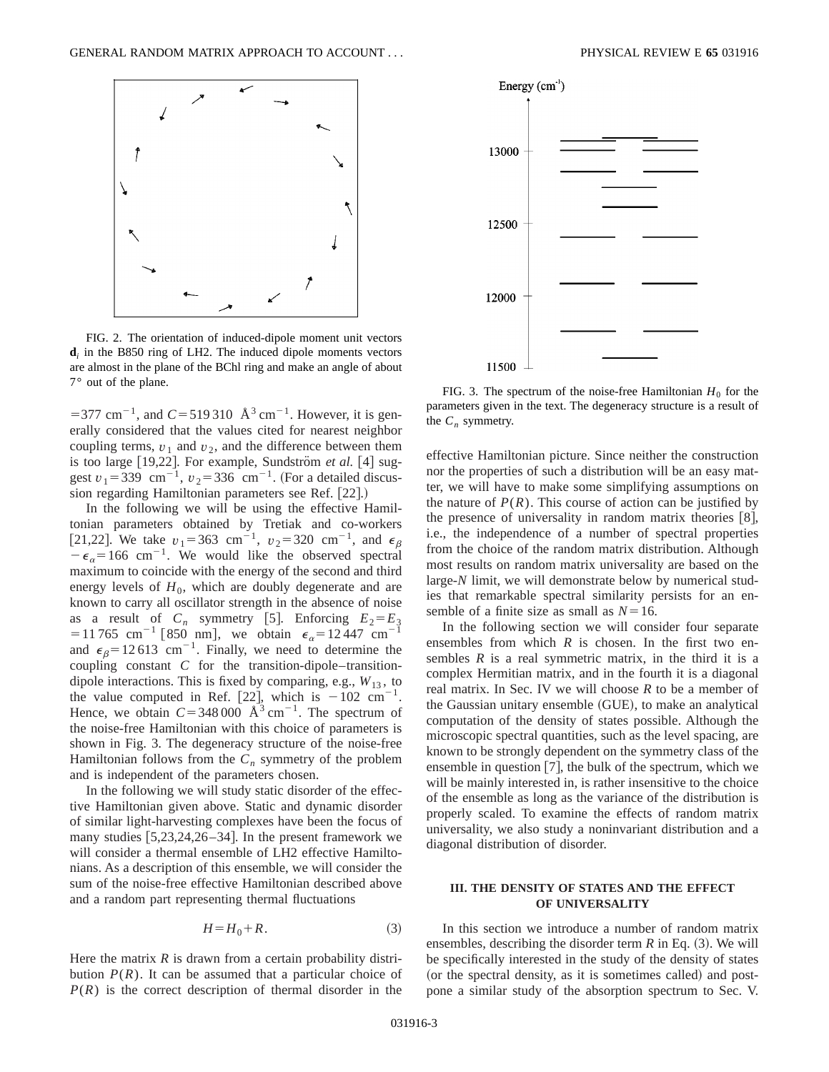FIG. 2. The orientation of induced-dipole moment unit vectors $\mathbf{d}_i$ in the B850 ring of LH2. The induced dipole moments vectors are almost in the plane of the BChl ring and make an angle of about 7° out of the plane.

FIG. 3. The spectrum of the noise-free Hamiltonian $H_0$ for the parameters given in the text. The degeneracy structure is a result of the $C_n$ symmetry.

$=377\ \mathrm{cm}^{-1}$, and $C=519\,310\ \mathrm{\AA}^3\,\mathrm{cm}^{-1}$. However, it is generally considered that the values cited for nearest neighbor coupling terms, $v_1$ and $v_2$, and the difference between them is too large [19,22]. For example, Sundström *et al.* [4] suggest $v_1=339\ \mathrm{cm}^{-1}$, $v_2=336\ \mathrm{cm}^{-1}$. (For a detailed discussion regarding Hamiltonian parameters see Ref. [22].)

In the following we will be using the effective Hamiltonian parameters obtained by Tretiak and co-workers [21,22]. We take $v_1=363\ \mathrm{cm}^{-1}$, $v_2=320\ \mathrm{cm}^{-1}$, and $\epsilon_\beta-\epsilon_\alpha=166\ \mathrm{cm}^{-1}$. We would like the observed spectral maximum to coincide with the energy of the second and third energy levels of $H_0$, which are doubly degenerate and are known to carry all oscillator strength in the absence of noise as a result of $C_n$ symmetry [5]. Enforcing $E_2=E_3=11\,765\ \mathrm{cm}^{-1}$ [850 nm], we obtain $\epsilon_\alpha=12\,447\ \mathrm{cm}^{-1}$ and $\epsilon_\beta=12\,613\ \mathrm{cm}^{-1}$. Finally, we need to determine the coupling constant $C$ for the transition-dipole–transition-dipole interactions. This is fixed by comparing, e.g., $W_{13}$, to the value computed in Ref. [22], which is $-102\ \mathrm{cm}^{-1}$. Hence, we obtain $C=348\,000\ \mathrm{\AA}^3\,\mathrm{cm}^{-1}$. The spectrum of the noise-free Hamiltonian with this choice of parameters is shown in Fig. 3. The degeneracy structure of the noise-free Hamiltonian follows from the $C_n$ symmetry of the problem and is independent of the parameters chosen.

In the following we will study static disorder of the effective Hamiltonian given above. Static and dynamic disorder of similar light-harvesting complexes have been the focus of many studies [5,23,24,26–34]. In the present framework we will consider a thermal ensemble of LH2 effective Hamiltonians. As a description of this ensemble, we will consider the sum of the noise-free effective Hamiltonian described above and a random part representing thermal fluctuations

$$H=H_0+R. \tag{3}$$

Here the matrix $R$ is drawn from a certain probability distribution $P(R)$. It can be assumed that a particular choice of $P(R)$ is the correct description of thermal disorder in the effective Hamiltonian picture. Since neither the construction nor the properties of such a distribution will be an easy matter, we will have to make some simplifying assumptions on the nature of $P(R)$. This course of action can be justified by the presence of universality in random matrix theories [8], i.e., the independence of a number of spectral properties from the choice of the random matrix distribution. Although most results on random matrix universality are based on the large-$N$ limit, we will demonstrate below by numerical studies that remarkable spectral similarity persists for an ensemble of a finite size as small as $N=16$.

In the following section we will consider four separate ensembles from which $R$ is chosen. In the first two ensembles $R$ is a real symmetric matrix, in the third it is a complex Hermitian matrix, and in the fourth it is a diagonal real matrix. In Sec. IV we will choose $R$ to be a member of the Gaussian unitary ensemble (GUE), to make an analytical computation of the density of states possible. Although the microscopic spectral quantities, such as the level spacing, are known to be strongly dependent on the symmetry class of the ensemble in question [7], the bulk of the spectrum, which we will be mainly interested in, is rather insensitive to the choice of the ensemble as long as the variance of the distribution is properly scaled. To examine the effects of random matrix universality, we also study a noninvariant distribution and a diagonal distribution of disorder.

## III. THE DENSITY OF STATES AND THE EFFECT OF UNIVERSALITY

In this section we introduce a number of random matrix ensembles, describing the disorder term $R$ in Eq. (3). We will be specifically interested in the study of the density of states (or the spectral density, as it is sometimes called) and postpone a similar study of the absorption spectrum to Sec. V.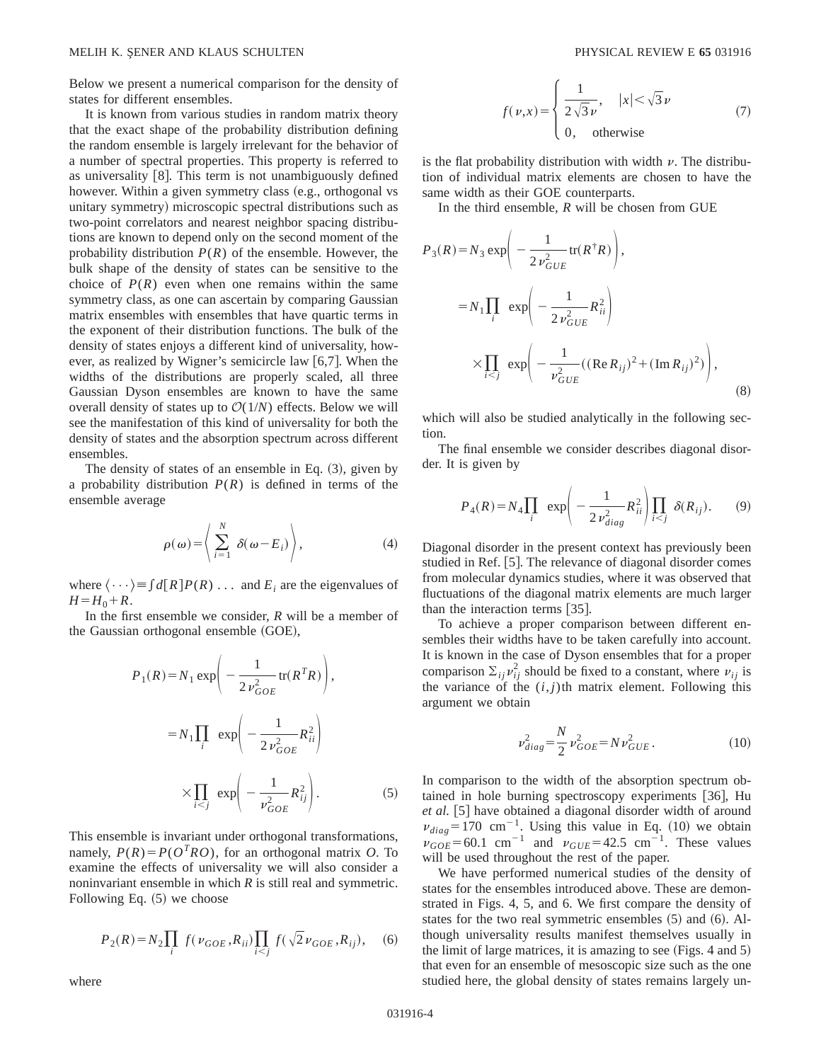Below we present a numerical comparison for the density of states for different ensembles.

It is known from various studies in random matrix theory that the exact shape of the probability distribution defining the random ensemble is largely irrelevant for the behavior of a number of spectral properties. This property is referred to as universality [8]. This term is not unambiguously defined however. Within a given symmetry class (e.g., orthogonal vs unitary symmetry) microscopic spectral distributions such as two-point correlators and nearest neighbor spacing distributions are known to depend only on the second moment of the probability distribution $P(R)$ of the ensemble. However, the bulk shape of the density of states can be sensitive to the choice of $P(R)$ even when one remains within the same symmetry class, as one can ascertain by comparing Gaussian matrix ensembles with ensembles that have quartic terms in the exponent of their distribution functions. The bulk of the density of states enjoys a different kind of universality, however, as realized by Wigner's semicircle law [6,7]. When the widths of the distributions are properly scaled, all three Gaussian Dyson ensembles are known to have the same overall density of states up to $\mathcal{O}(1/N)$ effects. Below we will see the manifestation of this kind of universality for both the density of states and the absorption spectrum across different ensembles.

The density of states of an ensemble in Eq. (3), given by a probability distribution $P(R)$ is defined in terms of the ensemble average

$$\rho(\omega)=\left\langle \sum_{i=1}^{N} \delta(\omega-E_i)\right\rangle, \tag{4}$$

where $\langle \cdots \rangle \equiv \int d[R]P(R) \ldots$ and $E_i$ are the eigenvalues of $H=H_0+R$.

In the first ensemble we consider, $R$ will be a member of the Gaussian orthogonal ensemble (GOE),

$$\begin{aligned} P_1(R)&=N_1 \exp\left(-\frac{1}{2\nu_{GOE}^2}\mathrm{tr}(R^T R)\right),\\ &=N_1\prod_i \exp\left(-\frac{1}{2\nu_{GOE}^2}R_{ii}^2\right)\\ &\quad\times\prod_{i<j}\exp\left(-\frac{1}{\nu_{GOE}^2}R_{ij}^2\right). \end{aligned}\tag{5}$$

This ensemble is invariant under orthogonal transformations, namely, $P(R)=P(O^T R O)$, for an orthogonal matrix $O$. To examine the effects of universality we will also consider a noninvariant ensemble in which $R$ is still real and symmetric. Following Eq. (5) we choose

$$P_2(R)=N_2\prod_i f(\nu_{GOE},R_{ii})\prod_{i<j} f(\sqrt{2}\nu_{GOE},R_{ij}), \tag{6}$$

where

$$f(\nu,x)=\begin{cases}\dfrac{1}{2\sqrt{3}\nu}, & |x|<\sqrt{3}\nu\\ 0, & \text{otherwise}\end{cases} \tag{7}$$

is the flat probability distribution with width $\nu$. The distribution of individual matrix elements are chosen to have the same width as their GOE counterparts.

In the third ensemble, $R$ will be chosen from GUE

$$\begin{aligned} P_3(R)&=N_3 \exp\left(-\frac{1}{2\nu_{GUE}^2}\mathrm{tr}(R^\dagger R)\right),\\ &=N_1\prod_i \exp\left(-\frac{1}{2\nu_{GUE}^2}R_{ii}^2\right)\\ &\quad\times\prod_{i<j}\exp\left(-\frac{1}{\nu_{GUE}^2}((\mathrm{Re}\,R_{ij})^2+(\mathrm{Im}\,R_{ij})^2)\right), \end{aligned}\tag{8}$$

which will also be studied analytically in the following section.

The final ensemble we consider describes diagonal disorder. It is given by

$$P_4(R)=N_4\prod_i \exp\left(-\frac{1}{2\nu_{diag}^2}R_{ii}^2\right)\prod_{i<j}\delta(R_{ij}). \tag{9}$$

Diagonal disorder in the present context has previously been studied in Ref. [5]. The relevance of diagonal disorder comes from molecular dynamics studies, where it was observed that fluctuations of the diagonal matrix elements are much larger than the interaction terms [35].

To achieve a proper comparison between different ensembles their widths have to be taken carefully into account. It is known in the case of Dyson ensembles that for a proper comparison $\Sigma_{ij}\nu_{ij}^2$ should be fixed to a constant, where $\nu_{ij}$ is the variance of the $(i,j)$th matrix element. Following this argument we obtain

$$\nu_{diag}^2=\frac{N}{2}\nu_{GOE}^2=N\nu_{GUE}^2. \tag{10}$$

In comparison to the width of the absorption spectrum obtained in hole burning spectroscopy experiments [36], Hu *et al.* [5] have obtained a diagonal disorder width of around $\nu_{diag}=170\ \mathrm{cm}^{-1}$. Using this value in Eq. (10) we obtain $\nu_{GOE}=60.1\ \mathrm{cm}^{-1}$ and $\nu_{GUE}=42.5\ \mathrm{cm}^{-1}$. These values will be used throughout the rest of the paper.

We have performed numerical studies of the density of states for the ensembles introduced above. These are demonstrated in Figs. 4, 5, and 6. We first compare the density of states for the two real symmetric ensembles (5) and (6). Although universality results manifest themselves usually in the limit of large matrices, it is amazing to see (Figs. 4 and 5) that even for an ensemble of mesoscopic size such as the one studied here, the global density of states remains largely un-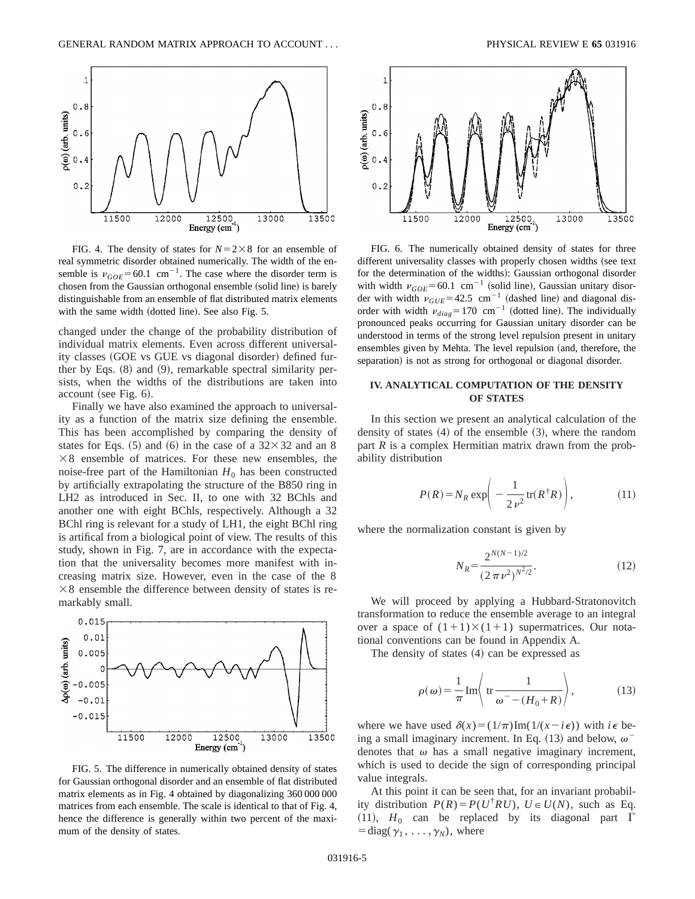FIG. 4. The density of states for $N=2\times 8$ for an ensemble of real symmetric disorder obtained numerically. The width of the ensemble is $\nu_{GOE}=60.1\ \text{cm}^{-1}$. The case where the disorder term is chosen from the Gaussian orthogonal ensemble (solid line) is barely distinguishable from an ensemble of flat distributed matrix elements with the same width (dotted line). See also Fig. 5.

changed under the change of the probability distribution of individual matrix elements. Even across different universality classes (GOE vs GUE vs diagonal disorder) defined further by Eqs. (8) and (9), remarkable spectral similarity persists, when the widths of the distributions are taken into account (see Fig. 6).

Finally we have also examined the approach to universality as a function of the matrix size defining the ensemble. This has been accomplished by comparing the density of states for Eqs. (5) and (6) in the case of a $32\times 32$ and an $8\times 8$ ensemble of matrices. For these new ensembles, the noise-free part of the Hamiltonian $H_0$ has been constructed by artificially extrapolating the structure of the B850 ring in LH2 as introduced in Sec. II, to one with 32 BChls and another one with eight BChls, respectively. Although a 32 BChl ring is relevant for a study of LH1, the eight BChl ring is artifical from a biological point of view. The results of this study, shown in Fig. 7, are in accordance with the expectation that the universality becomes more manifest with increasing matrix size. However, even in the case of the $8\times 8$ ensemble the difference between density of states is remarkably small.

FIG. 5. The difference in numerically obtained density of states for Gaussian orthogonal disorder and an ensemble of flat distributed matrix elements as in Fig. 4 obtained by diagonalizing 360 000 000 matrices from each ensemble. The scale is identical to that of Fig. 4, hence the difference is generally within two percent of the maximum of the density of states.

FIG. 6. The numerically obtained density of states for three different universality classes with properly chosen widths (see text for the determination of the widths): Gaussian orthogonal disorder with width $\nu_{GOE}=60.1\ \text{cm}^{-1}$ (solid line), Gaussian unitary disorder with width $\nu_{GUE}=42.5\ \text{cm}^{-1}$ (dashed line) and diagonal disorder with width $\nu_{diag}=170\ \text{cm}^{-1}$ (dotted line). The individually pronounced peaks occurring for Gaussian unitary disorder can be understood in terms of the strong level repulsion present in unitary ensembles given by Mehta. The level repulsion (and, therefore, the separation) is not as strong for orthogonal or diagonal disorder.

## IV. ANALYTICAL COMPUTATION OF THE DENSITY OF STATES

In this section we present an analytical calculation of the density of states (4) of the ensemble (3), where the random part $R$ is a complex Hermitian matrix drawn from the probability distribution

$$P(R)=N_R \exp\left(-\frac{1}{2\nu^2}\operatorname{tr}(R^\dagger R)\right), \tag{11}$$

where the normalization constant is given by

$$N_R=\frac{2^{N(N-1)/2}}{(2\pi\nu^2)^{N^2/2}}. \tag{12}$$

We will proceed by applying a Hubbard-Stratonovitch transformation to reduce the ensemble average to an integral over a space of $(1+1)\times(1+1)$ supermatrices. Our notational conventions can be found in Appendix A.

The density of states (4) can be expressed as

$$\rho(\omega)=\frac{1}{\pi}\operatorname{Im}\left\langle \operatorname{tr}\frac{1}{\omega^- -(H_0+R)}\right\rangle, \tag{13}$$

where we have used $\delta(x)=(1/\pi)\operatorname{Im}(1/(x-i\epsilon))$ with $i\epsilon$ being a small imaginary increment. In Eq. (13) and below, $\omega^-$ denotes that $\omega$ has a small negative imaginary increment, which is used to decide the sign of corresponding principal value integrals.

At this point it can be seen that, for an invariant probability distribution $P(R)=P(U^\dagger RU)$, $U\in U(N)$, such as Eq. (11), $H_0$ can be replaced by its diagonal part $\Gamma=\operatorname{diag}(\gamma_1,\ldots,\gamma_N)$, where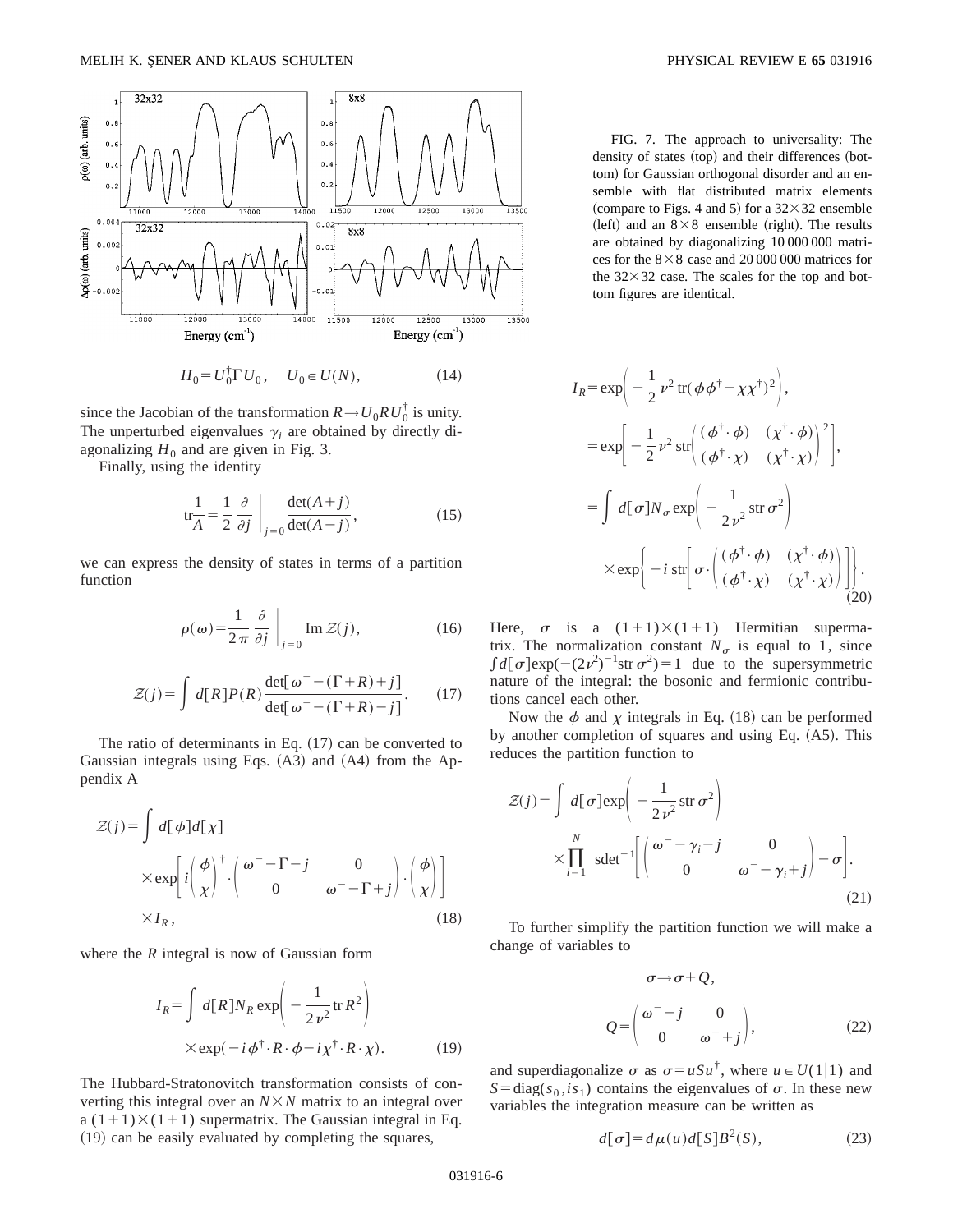FIG. 7. The approach to universality: The density of states (top) and their differences (bottom) for Gaussian orthogonal disorder and an ensemble with flat distributed matrix elements (compare to Figs. 4 and 5) for a $32\times32$ ensemble (left) and an $8\times8$ ensemble (right). The results are obtained by diagonalizing 10 000 000 matrices for the $8\times8$ case and 20 000 000 matrices for the $32\times32$ case. The scales for the top and bottom figures are identical.

$$H_0 = U_0^\dagger \Gamma U_0, \quad U_0 \in U(N), \tag{14}$$

since the Jacobian of the transformation $R \to U_0 R U_0^\dagger$ is unity. The unperturbed eigenvalues $\gamma_i$ are obtained by directly diagonalizing $H_0$ and are given in Fig. 3.

Finally, using the identity

$$\mathrm{tr}\frac{1}{A} = \frac{1}{2}\frac{\partial}{\partial j}\bigg|_{j=0}\frac{\det(A+j)}{\det(A-j)}, \tag{15}$$

we can express the density of states in terms of a partition function

$$\rho(\omega) = \frac{1}{2\pi}\frac{\partial}{\partial j}\bigg|_{j=0} \mathrm{Im}\,\mathcal{Z}(j), \tag{16}$$

$$\mathcal{Z}(j) = \int d[R] P(R) \frac{\det[\omega^- - (\Gamma + R) + j]}{\det[\omega^- - (\Gamma + R) - j]}. \tag{17}$$

The ratio of determinants in Eq. (17) can be converted to Gaussian integrals using Eqs. (A3) and (A4) from the Appendix A

$$\mathcal{Z}(j) = \int d[\phi] d[\chi] \times \exp\left[ i \begin{pmatrix} \phi \\ \chi \end{pmatrix}^\dagger \cdot \begin{pmatrix} \omega^- - \Gamma - j & 0 \\ 0 & \omega^- - \Gamma + j \end{pmatrix} \cdot \begin{pmatrix} \phi \\ \chi \end{pmatrix} \right] \times I_R, \tag{18}$$

where the $R$ integral is now of Gaussian form

$$I_R = \int d[R] N_R \exp\left( -\frac{1}{2\nu^2} \mathrm{tr}\, R^2 \right) \times \exp(-i\phi^\dagger \cdot R \cdot \phi - i\chi^\dagger \cdot R \cdot \chi). \tag{19}$$

The Hubbard-Stratonovitch transformation consists of converting this integral over an $N\times N$ matrix to an integral over a $(1+1)\times(1+1)$ supermatrix. The Gaussian integral in Eq. (19) can be easily evaluated by completing the squares,

$$\begin{aligned}
I_R &= \exp\left( -\frac{1}{2}\nu^2 \,\mathrm{tr}(\phi\phi^\dagger - \chi\chi^\dagger)^2 \right), \\
&= \exp\left[ -\frac{1}{2}\nu^2 \,\mathrm{str}\begin{pmatrix} (\phi^\dagger \cdot \phi) & (\chi^\dagger \cdot \phi) \\ (\phi^\dagger \cdot \chi) & (\chi^\dagger \cdot \chi) \end{pmatrix}^2 \right], \\
&= \int d[\sigma] N_\sigma \exp\left( -\frac{1}{2\nu^2} \mathrm{str}\,\sigma^2 \right) \\
&\quad \times \exp\left\{ -i\,\mathrm{str}\left[ \sigma \cdot \begin{pmatrix} (\phi^\dagger \cdot \phi) & (\chi^\dagger \cdot \phi) \\ (\phi^\dagger \cdot \chi) & (\chi^\dagger \cdot \chi) \end{pmatrix} \right] \right\}.
\end{aligned} \tag{20}$$

Here, $\sigma$ is a $(1+1)\times(1+1)$ Hermitian supermatrix. The normalization constant $N_\sigma$ is equal to 1, since $\int d[\sigma] \exp(-(2\nu^2)^{-1} \mathrm{str}\,\sigma^2) = 1$ due to the supersymmetric nature of the integral: the bosonic and fermionic contributions cancel each other.

Now the $\phi$ and $\chi$ integrals in Eq. (18) can be performed by another completion of squares and using Eq. (A5). This reduces the partition function to

$$\mathcal{Z}(j) = \int d[\sigma] \exp\left( -\frac{1}{2\nu^2} \mathrm{str}\,\sigma^2 \right) \times \prod_{i=1}^{N} \mathrm{sdet}^{-1}\left[ \begin{pmatrix} \omega^- - \gamma_i - j & 0 \\ 0 & \omega^- - \gamma_i + j \end{pmatrix} - \sigma \right]. \tag{21}$$

To further simplify the partition function we will make a change of variables to

$$\sigma \to \sigma + Q, \quad Q = \begin{pmatrix} \omega^- - j & 0 \\ 0 & \omega^- + j \end{pmatrix}, \tag{22}$$

and superdiagonalize $\sigma$ as $\sigma = u S u^\dagger$, where $u \in U(1|1)$ and $S = \mathrm{diag}(s_0, i s_1)$ contains the eigenvalues of $\sigma$. In these new variables the integration measure can be written as

$$d[\sigma] = d\mu(u) d[S] B^2(S), \tag{23}$$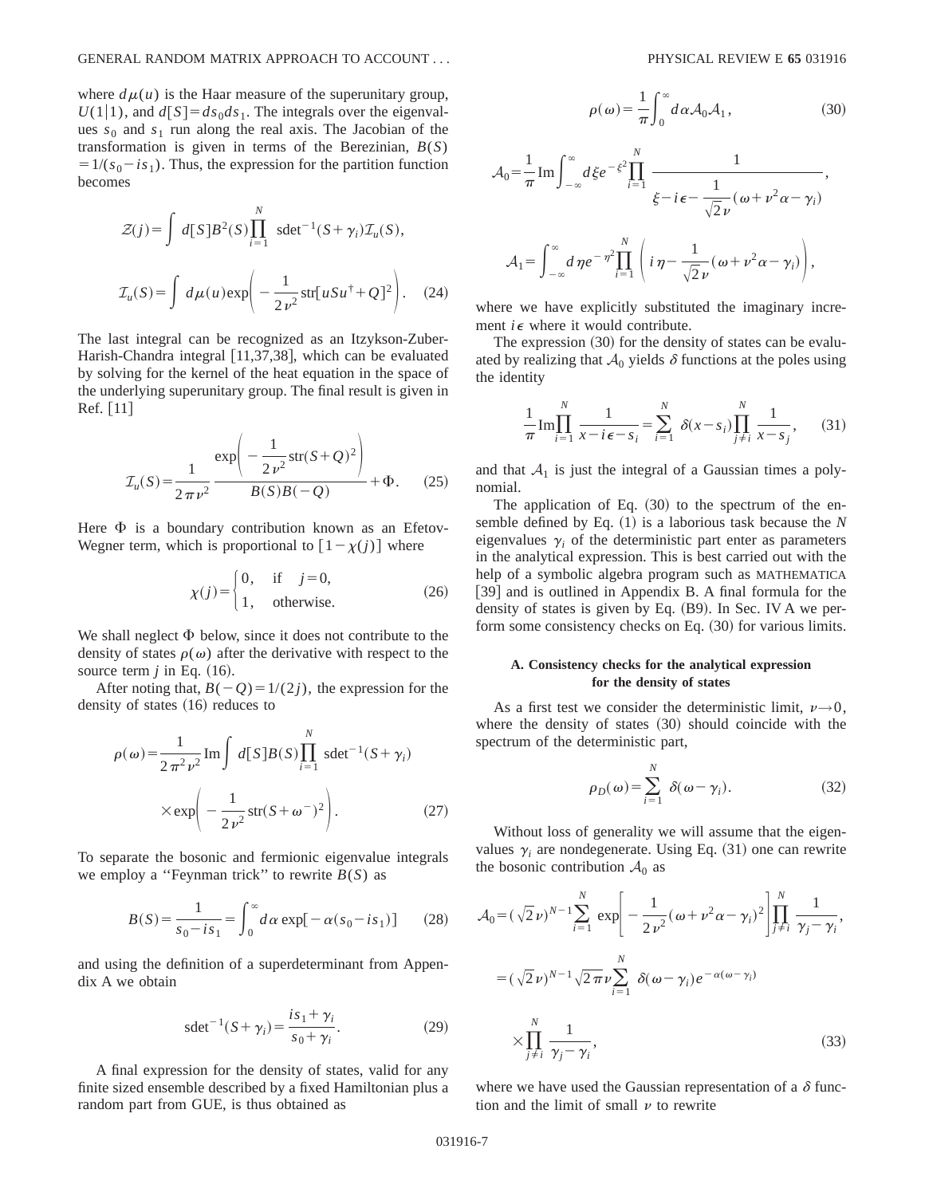where $d\mu(u)$ is the Haar measure of the superunitary group, $U(1|1)$, and $d[S]=ds_0 ds_1$. The integrals over the eigenvalues $s_0$ and $s_1$ run along the real axis. The Jacobian of the transformation is given in terms of the Berezinian, $B(S)=1/(s_0-is_1)$. Thus, the expression for the partition function becomes

$$\mathcal{Z}(j)=\int d[S]B^2(S)\prod_{i=1}^{N} \text{sdet}^{-1}(S+\gamma_i)\mathcal{I}_u(S),$$

$$\mathcal{I}_u(S)=\int d\mu(u)\exp\left(-\frac{1}{2\nu^2}\text{str}[uSu^\dagger+Q]^2\right). \quad (24)$$

The last integral can be recognized as an Itzykson-Zuber-Harish-Chandra integral [11,37,38], which can be evaluated by solving for the kernel of the heat equation in the space of the underlying superunitary group. The final result is given in Ref. [11]

$$\mathcal{I}_u(S)=\frac{1}{2\pi\nu^2}\frac{\exp\left(-\frac{1}{2\nu^2}\text{str}(S+Q)^2\right)}{B(S)B(-Q)}+\Phi. \quad (25)$$

Here $\Phi$ is a boundary contribution known as an Efetov-Wegner term, which is proportional to $[1-\chi(j)]$ where

$$\chi(j)=\begin{cases}0, & \text{if} \quad j=0,\\ 1, & \text{otherwise.}\end{cases} \quad (26)$$

We shall neglect $\Phi$ below, since it does not contribute to the density of states $\rho(\omega)$ after the derivative with respect to the source term $j$ in Eq. (16).

After noting that, $B(-Q)=1/(2j)$, the expression for the density of states (16) reduces to

$$\rho(\omega)=\frac{1}{2\pi^2\nu^2}\text{Im}\int d[S]B(S)\prod_{i=1}^{N} \text{sdet}^{-1}(S+\gamma_i)$$
$$\times\exp\left(-\frac{1}{2\nu^2}\text{str}(S+\omega^-)^2\right). \quad (27)$$

To separate the bosonic and fermionic eigenvalue integrals we employ a "Feynman trick" to rewrite $B(S)$ as

$$B(S)=\frac{1}{s_0-is_1}=\int_0^\infty d\alpha\,\exp[-\alpha(s_0-is_1)] \quad (28)$$

and using the definition of a superdeterminant from Appendix A we obtain

$$\text{sdet}^{-1}(S+\gamma_i)=\frac{is_1+\gamma_i}{s_0+\gamma_i}. \quad (29)$$

A final expression for the density of states, valid for any finite sized ensemble described by a fixed Hamiltonian plus a random part from GUE, is thus obtained as

$$\rho(\omega)=\frac{1}{\pi}\int_0^\infty d\alpha\mathcal{A}_0\mathcal{A}_1, \quad (30)$$

$$\mathcal{A}_0=\frac{1}{\pi}\text{Im}\int_{-\infty}^{\infty}d\xi e^{-\xi^2}\prod_{i=1}^{N}\frac{1}{\xi-i\epsilon-\frac{1}{\sqrt{2}\nu}(\omega+\nu^2\alpha-\gamma_i)},$$

$$\mathcal{A}_1=\int_{-\infty}^{\infty}d\eta e^{-\eta^2}\prod_{i=1}^{N}\left(i\eta-\frac{1}{\sqrt{2}\nu}(\omega+\nu^2\alpha-\gamma_i)\right),$$

where we have explicitly substituted the imaginary increment $i\epsilon$ where it would contribute.

The expression (30) for the density of states can be evaluated by realizing that $\mathcal{A}_0$ yields $\delta$ functions at the poles using the identity

$$\frac{1}{\pi}\text{Im}\prod_{i=1}^{N}\frac{1}{x-i\epsilon-s_i}=\sum_{i=1}^{N}\delta(x-s_i)\prod_{j\neq i}^{N}\frac{1}{x-s_j}, \quad (31)$$

and that $\mathcal{A}_1$ is just the integral of a Gaussian times a polynomial.

The application of Eq. (30) to the spectrum of the ensemble defined by Eq. (1) is a laborious task because the $N$ eigenvalues $\gamma_i$ of the deterministic part enter as parameters in the analytical expression. This is best carried out with the help of a symbolic algebra program such as MATHEMATICA [39] and is outlined in Appendix B. A final formula for the density of states is given by Eq. (B9). In Sec. IV A we perform some consistency checks on Eq. (30) for various limits.

### A. Consistency checks for the analytical expression for the density of states

As a first test we consider the deterministic limit, $\nu\to 0$, where the density of states (30) should coincide with the spectrum of the deterministic part,

$$\rho_D(\omega)=\sum_{i=1}^{N}\delta(\omega-\gamma_i). \quad (32)$$

Without loss of generality we will assume that the eigenvalues $\gamma_i$ are nondegenerate. Using Eq. (31) one can rewrite the bosonic contribution $\mathcal{A}_0$ as

$$\mathcal{A}_0=(\sqrt{2}\nu)^{N-1}\sum_{i=1}^{N}\exp\left[-\frac{1}{2\nu^2}(\omega+\nu^2\alpha-\gamma_i)^2\right]\prod_{j\neq i}^{N}\frac{1}{\gamma_j-\gamma_i},$$

$$=(\sqrt{2}\nu)^{N-1}\sqrt{2\pi}\nu\sum_{i=1}^{N}\delta(\omega-\gamma_i)e^{-\alpha(\omega-\gamma_i)}$$

$$\times\prod_{j\neq i}^{N}\frac{1}{\gamma_j-\gamma_i}, \quad (33)$$

where we have used the Gaussian representation of a $\delta$ function and the limit of small $\nu$ to rewrite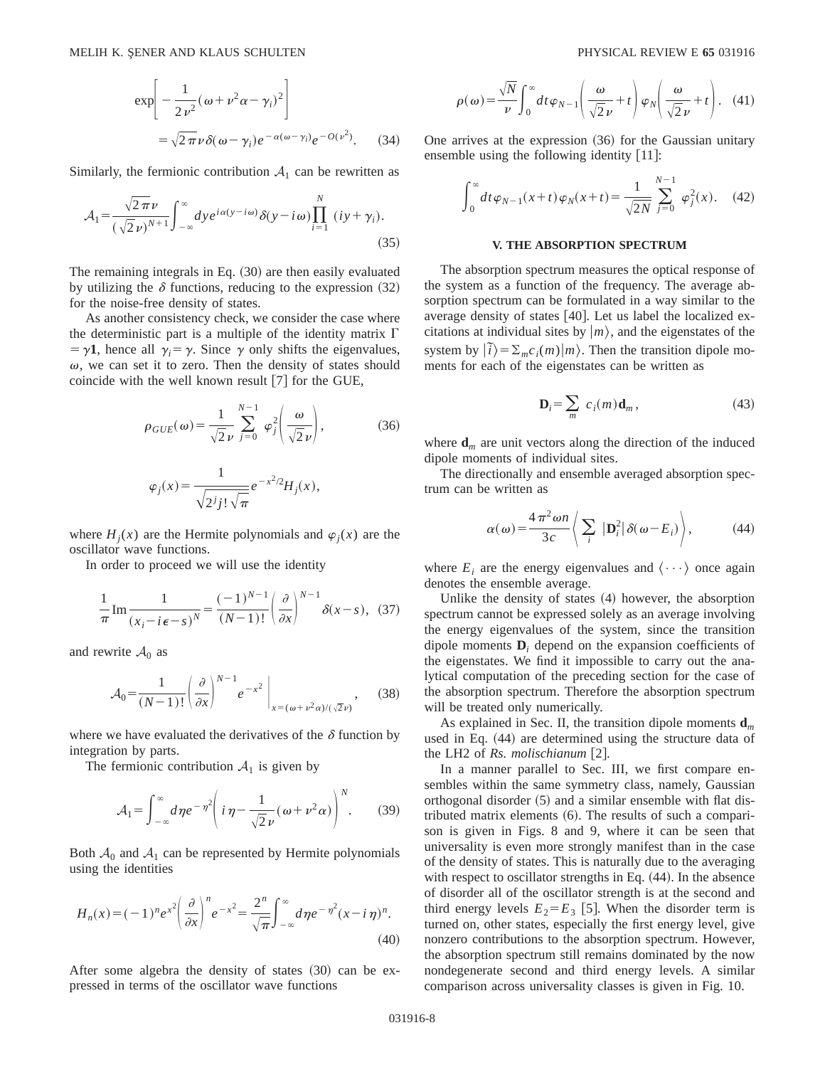$$\exp\left[-\frac{1}{2\nu^2}(\omega+\nu^2\alpha-\gamma_i)^2\right] = \sqrt{2\pi}\nu\delta(\omega-\gamma_i)e^{-\alpha(\omega-\gamma_i)}e^{-O(\nu^2)}. \quad (34)$$

Similarly, the fermionic contribution $\mathcal{A}_1$ can be rewritten as

$$\mathcal{A}_1=\frac{\sqrt{2\pi}\nu}{(\sqrt{2}\nu)^{N+1}}\int_{-\infty}^{\infty}dy e^{i\alpha(y-i\omega)}\delta(y-i\omega)\prod_{i=1}^{N}(iy+\gamma_i). \quad (35)$$

The remaining integrals in Eq. (30) are then easily evaluated by utilizing the $\delta$ functions, reducing to the expression (32) for the noise-free density of states.

As another consistency check, we consider the case where the deterministic part is a multiple of the identity matrix $\Gamma=\gamma\mathbf{1}$, hence all $\gamma_i=\gamma$. Since $\gamma$ only shifts the eigenvalues, $\omega$, we can set it to zero. Then the density of states should coincide with the well known result [7] for the GUE,

$$\rho_{GUE}(\omega)=\frac{1}{\sqrt{2}\nu}\sum_{j=0}^{N-1}\varphi_j^2\left(\frac{\omega}{\sqrt{2}\nu}\right), \quad (36)$$

$$\varphi_j(x)=\frac{1}{\sqrt{2^j j!\sqrt{\pi}}}e^{-x^2/2}H_j(x),$$

where $H_j(x)$ are the Hermite polynomials and $\varphi_j(x)$ are the oscillator wave functions.

In order to proceed we will use the identity

$$\frac{1}{\pi}\mathrm{Im}\frac{1}{(x_i-i\epsilon-s)^N}=\frac{(-1)^{N-1}}{(N-1)!}\left(\frac{\partial}{\partial x}\right)^{N-1}\delta(x-s), \quad (37)$$

and rewrite $\mathcal{A}_0$ as

$$\mathcal{A}_0=\frac{1}{(N-1)!}\left(\frac{\partial}{\partial x}\right)^{N-1}e^{-x^2}\Bigg|_{x=(\omega+\nu^2\alpha)/(\sqrt{2}\nu)}, \quad (38)$$

where we have evaluated the derivatives of the $\delta$ function by integration by parts.

The fermionic contribution $\mathcal{A}_1$ is given by

$$\mathcal{A}_1=\int_{-\infty}^{\infty}d\eta e^{-\eta^2}\left(i\eta-\frac{1}{\sqrt{2}\nu}(\omega+\nu^2\alpha)\right)^N. \quad (39)$$

Both $\mathcal{A}_0$ and $\mathcal{A}_1$ can be represented by Hermite polynomials using the identities

$$H_n(x)=(-1)^n e^{x^2}\left(\frac{\partial}{\partial x}\right)^n e^{-x^2}=\frac{2^n}{\sqrt{\pi}}\int_{-\infty}^{\infty}d\eta e^{-\eta^2}(x-i\eta)^n. \quad (40)$$

After some algebra the density of states (30) can be expressed in terms of the oscillator wave functions

$$\rho(\omega)=\frac{\sqrt{N}}{\nu}\int_0^{\infty}dt\varphi_{N-1}\left(\frac{\omega}{\sqrt{2}\nu}+t\right)\varphi_N\left(\frac{\omega}{\sqrt{2}\nu}+t\right). \quad (41)$$

One arrives at the expression (36) for the Gaussian unitary ensemble using the following identity [11]:

$$\int_0^{\infty}dt\varphi_{N-1}(x+t)\varphi_N(x+t)=\frac{1}{\sqrt{2N}}\sum_{j=0}^{N-1}\varphi_j^2(x). \quad (42)$$

## V. THE ABSORPTION SPECTRUM

The absorption spectrum measures the optical response of the system as a function of the frequency. The average absorption spectrum can be formulated in a way similar to the average density of states [40]. Let us label the localized excitations at individual sites by $|m\rangle$, and the eigenstates of the system by $|\tilde{i}\rangle=\Sigma_m c_i(m)|m\rangle$. Then the transition dipole moments for each of the eigenstates can be written as

$$\mathbf{D}_i=\sum_m c_i(m)\mathbf{d}_m, \quad (43)$$

where $\mathbf{d}_m$ are unit vectors along the direction of the induced dipole moments of individual sites.

The directionally and ensemble averaged absorption spectrum can be written as

$$\alpha(\omega)=\frac{4\pi^2\omega n}{3c}\left\langle\sum_i |\mathbf{D}_i^2|\delta(\omega-E_i)\right\rangle, \quad (44)$$

where $E_i$ are the energy eigenvalues and $\langle\cdots\rangle$ once again denotes the ensemble average.

Unlike the density of states (4) however, the absorption spectrum cannot be expressed solely as an average involving the energy eigenvalues of the system, since the transition dipole moments $\mathbf{D}_i$ depend on the expansion coefficients of the eigenstates. We find it impossible to carry out the analytical computation of the preceding section for the case of the absorption spectrum. Therefore the absorption spectrum will be treated only numerically.

As explained in Sec. II, the transition dipole moments $\mathbf{d}_m$ used in Eq. (44) are determined using the structure data of the LH2 of *Rs. molischianum* [2].

In a manner parallel to Sec. III, we first compare ensembles within the same symmetry class, namely, Gaussian orthogonal disorder (5) and a similar ensemble with flat distributed matrix elements (6). The results of such a comparison is given in Figs. 8 and 9, where it can be seen that universality is even more strongly manifest than in the case of the density of states. This is naturally due to the averaging with respect to oscillator strengths in Eq. (44). In the absence of disorder all of the oscillator strength is at the second and third energy levels $E_2=E_3$ [5]. When the disorder term is turned on, other states, especially the first energy level, give nonzero contributions to the absorption spectrum. However, the absorption spectrum still remains dominated by the now nondegenerate second and third energy levels. A similar comparison across universality classes is given in Fig. 10.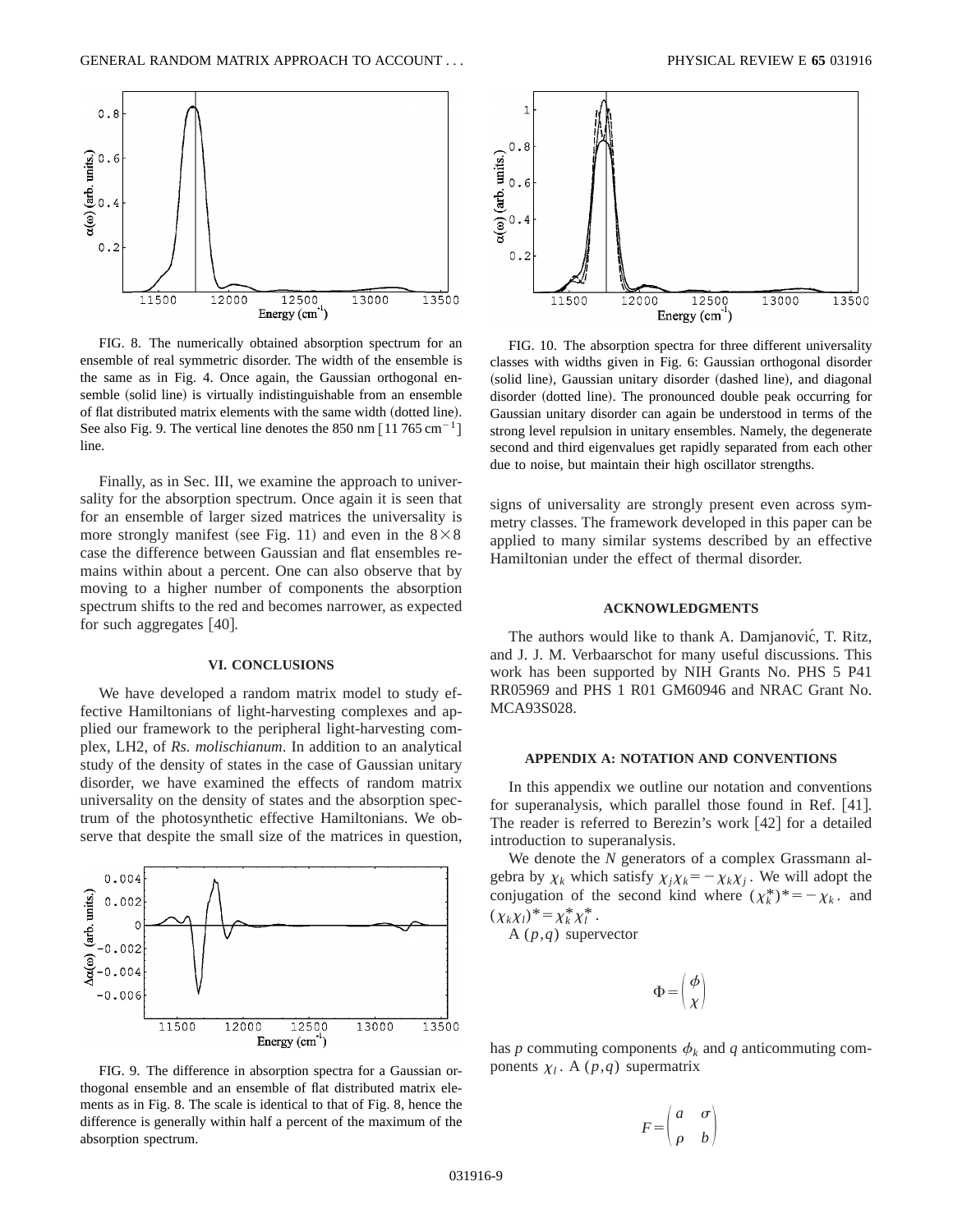FIG. 8. The numerically obtained absorption spectrum for an ensemble of real symmetric disorder. The width of the ensemble is the same as in Fig. 4. Once again, the Gaussian orthogonal ensemble (solid line) is virtually indistinguishable from an ensemble of flat distributed matrix elements with the same width (dotted line). See also Fig. 9. The vertical line denotes the 850 nm [11 765 $\mathrm{cm}^{-1}$] line.

Finally, as in Sec. III, we examine the approach to universality for the absorption spectrum. Once again it is seen that for an ensemble of larger sized matrices the universality is more strongly manifest (see Fig. 11) and even in the $8\times8$ case the difference between Gaussian and flat ensembles remains within about a percent. One can also observe that by moving to a higher number of components the absorption spectrum shifts to the red and becomes narrower, as expected for such aggregates [40].

## VI. CONCLUSIONS

We have developed a random matrix model to study effective Hamiltonians of light-harvesting complexes and applied our framework to the peripheral light-harvesting complex, LH2, of *Rs. molischianum*. In addition to an analytical study of the density of states in the case of Gaussian unitary disorder, we have examined the effects of random matrix universality on the density of states and the absorption spectrum of the photosynthetic effective Hamiltonians. We observe that despite the small size of the matrices in question, signs of universality are strongly present even across symmetry classes. The framework developed in this paper can be applied to many similar systems described by an effective Hamiltonian under the effect of thermal disorder.

FIG. 9. The difference in absorption spectra for a Gaussian orthogonal ensemble and an ensemble of flat distributed matrix elements as in Fig. 8. The scale is identical to that of Fig. 8, hence the difference is generally within half a percent of the maximum of the absorption spectrum.

FIG. 10. The absorption spectra for three different universality classes with widths given in Fig. 6: Gaussian orthogonal disorder (solid line), Gaussian unitary disorder (dashed line), and diagonal disorder (dotted line). The pronounced double peak occurring for Gaussian unitary disorder can again be understood in terms of the strong level repulsion in unitary ensembles. Namely, the degenerate second and third eigenvalues get rapidly separated from each other due to noise, but maintain their high oscillator strengths.

## ACKNOWLEDGMENTS

The authors would like to thank A. Damjanović, T. Ritz, and J. J. M. Verbaarschot for many useful discussions. This work has been supported by NIH Grants No. PHS 5 P41 RR05969 and PHS 1 R01 GM60946 and NRAC Grant No. MCA93S028.

## APPENDIX A: NOTATION AND CONVENTIONS

In this appendix we outline our notation and conventions for superanalysis, which parallel those found in Ref. [41]. The reader is referred to Berezin's work [42] for a detailed introduction to superanalysis.

We denote the $N$ generators of a complex Grassmann algebra by $\chi_k$ which satisfy $\chi_j\chi_k=-\chi_k\chi_j$. We will adopt the conjugation of the second kind where $(\chi_k^*)^*=-\chi_k$. and $(\chi_k\chi_l)^*=\chi_k^*\chi_l^*$.

A $(p,q)$ supervector

$$\Phi=\begin{pmatrix}\phi\\ \chi\end{pmatrix}$$

has $p$ commuting components $\phi_k$ and $q$ anticommuting components $\chi_l$. A $(p,q)$ supermatrix

$$F=\begin{pmatrix}a & \sigma\\ \rho & b\end{pmatrix}$$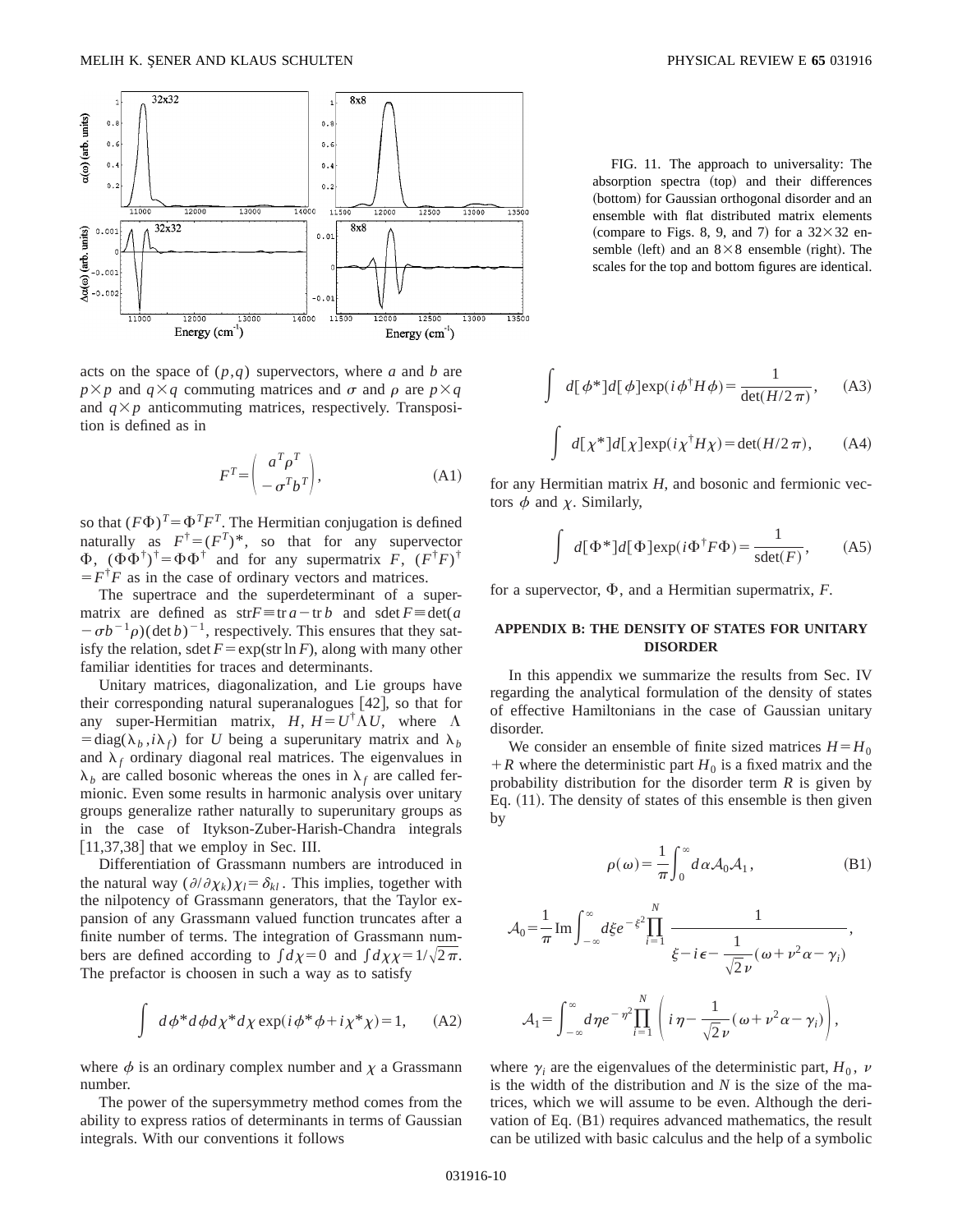FIG. 11. The approach to universality: The absorption spectra (top) and their differences (bottom) for Gaussian orthogonal disorder and an ensemble with flat distributed matrix elements (compare to Figs. 8, 9, and 7) for a $32\times32$ ensemble (left) and an $8\times8$ ensemble (right). The scales for the top and bottom figures are identical.

acts on the space of $(p,q)$ supervectors, where $a$ and $b$ are $p\times p$ and $q\times q$ commuting matrices and $\sigma$ and $\rho$ are $p\times q$ and $q\times p$ anticommuting matrices, respectively. Transposition is defined as in

$$F^T=\begin{pmatrix} a^T\rho^T \\ -\sigma^T b^T \end{pmatrix}, \tag{A1}$$

so that $(F\Phi)^T=\Phi^T F^T$. The Hermitian conjugation is defined naturally as $F^\dagger=(F^T)^*$, so that for any supervector $\Phi$, $(\Phi\Phi^\dagger)^\dagger=\Phi\Phi^\dagger$ and for any supermatrix $F$, $(F^\dagger F)^\dagger=F^\dagger F$ as in the case of ordinary vectors and matrices.

The supertrace and the superdeterminant of a supermatrix are defined as $\mathrm{str}F\equiv\mathrm{tr}\,a-\mathrm{tr}\,b$ and $\mathrm{sdet}\,F\equiv\det(a-\sigma b^{-1}\rho)(\det b)^{-1}$, respectively. This ensures that they satisfy the relation, $\mathrm{sdet}\,F=\exp(\mathrm{str}\ln F)$, along with many other familiar identities for traces and determinants.

Unitary matrices, diagonalization, and Lie groups have their corresponding natural superanalogues [42], so that for any super-Hermitian matrix, $H$, $H=U^\dagger\Lambda U$, where $\Lambda=\mathrm{diag}(\lambda_b,i\lambda_f)$ for $U$ being a superunitary matrix and $\lambda_b$ and $\lambda_f$ ordinary diagonal real matrices. The eigenvalues in $\lambda_b$ are called bosonic whereas the ones in $\lambda_f$ are called fermionic. Even some results in harmonic analysis over unitary groups generalize rather naturally to superunitary groups as in the case of Itykson-Zuber-Harish-Chandra integrals [11,37,38] that we employ in Sec. III.

Differentiation of Grassmann numbers are introduced in the natural way $(\partial/\partial\chi_k)\chi_l=\delta_{kl}$. This implies, together with the nilpotency of Grassmann generators, that the Taylor expansion of any Grassmann valued function truncates after a finite number of terms. The integration of Grassmann numbers are defined according to $\int d\chi=0$ and $\int d\chi\chi=1/\sqrt{2\pi}$. The prefactor is choosen in such a way as to satisfy

$$\int d\phi^* d\phi d\chi^* d\chi \exp(i\phi^*\phi+i\chi^*\chi)=1, \tag{A2}$$

where $\phi$ is an ordinary complex number and $\chi$ a Grassmann number.

The power of the supersymmetry method comes from the ability to express ratios of determinants in terms of Gaussian integrals. With our conventions it follows

$$\int d[\phi^*]d[\phi]\exp(i\phi^\dagger H\phi)=\frac{1}{\det(H/2\pi)}, \tag{A3}$$

$$\int d[\chi^*]d[\chi]\exp(i\chi^\dagger H\chi)=\det(H/2\pi), \tag{A4}$$

for any Hermitian matrix $H$, and bosonic and fermionic vectors $\phi$ and $\chi$. Similarly,

$$\int d[\Phi^*]d[\Phi]\exp(i\Phi^\dagger F\Phi)=\frac{1}{\mathrm{sdet}(F)}, \tag{A5}$$

for a supervector, $\Phi$, and a Hermitian supermatrix, $F$.

## APPENDIX B: THE DENSITY OF STATES FOR UNITARY DISORDER

In this appendix we summarize the results from Sec. IV regarding the analytical formulation of the density of states of effective Hamiltonians in the case of Gaussian unitary disorder.

We consider an ensemble of finite sized matrices $H=H_0+R$ where the deterministic part $H_0$ is a fixed matrix and the probability distribution for the disorder term $R$ is given by Eq. (11). The density of states of this ensemble is then given by

$$\rho(\omega)=\frac{1}{\pi}\int_0^\infty d\alpha\mathcal{A}_0\mathcal{A}_1, \tag{B1}$$

$$\mathcal{A}_0=\frac{1}{\pi}\mathrm{Im}\int_{-\infty}^{\infty}d\xi e^{-\xi^2}\prod_{i=1}^{N}\frac{1}{\xi-i\epsilon-\frac{1}{\sqrt{2}\nu}(\omega+\nu^2\alpha-\gamma_i)},$$

$$\mathcal{A}_1=\int_{-\infty}^{\infty}d\eta e^{-\eta^2}\prod_{i=1}^{N}\left(i\eta-\frac{1}{\sqrt{2}\nu}(\omega+\nu^2\alpha-\gamma_i)\right),$$

where $\gamma_i$ are the eigenvalues of the deterministic part, $H_0$, $\nu$ is the width of the distribution and $N$ is the size of the matrices, which we will assume to be even. Although the derivation of Eq. (B1) requires advanced mathematics, the result can be utilized with basic calculus and the help of a symbolic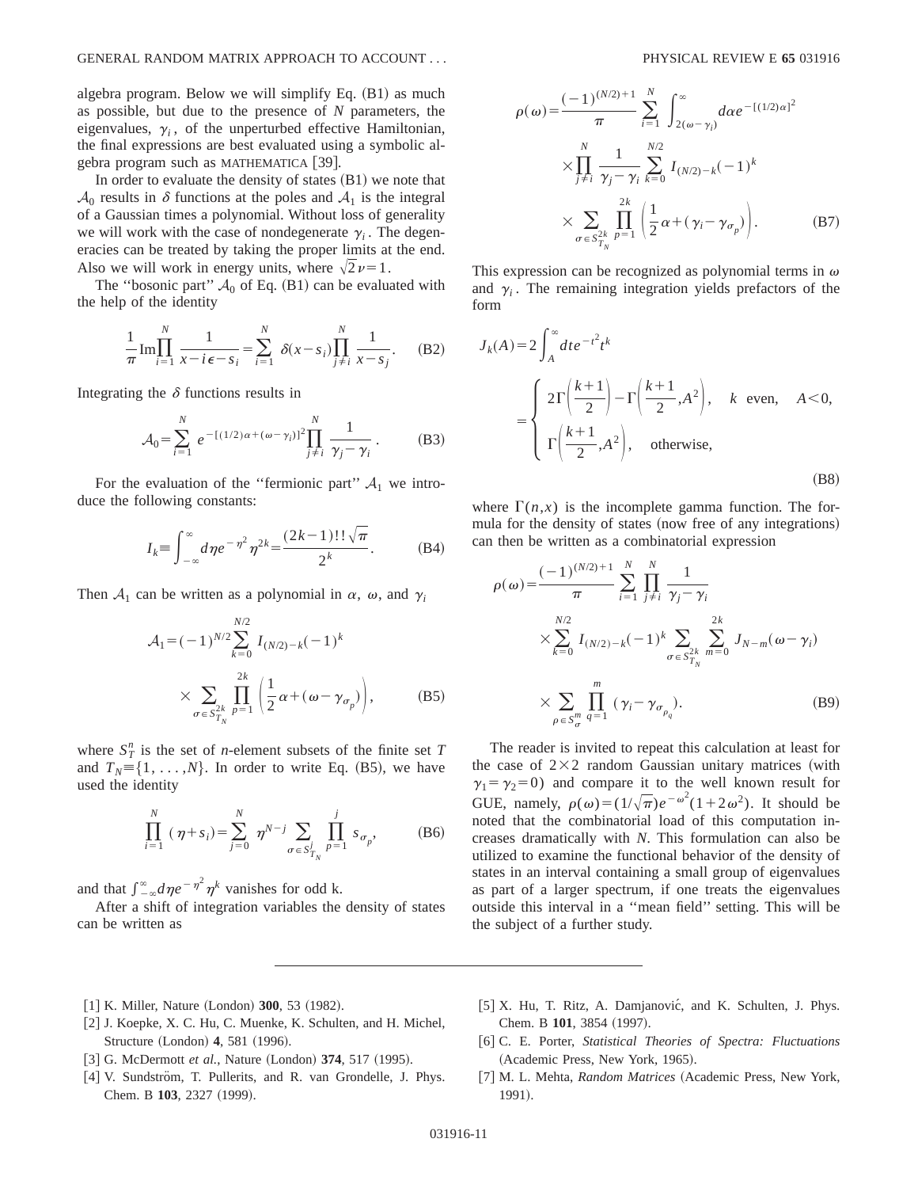algebra program. Below we will simplify Eq. (B1) as much as possible, but due to the presence of $N$ parameters, the eigenvalues, $\gamma_i$, of the unperturbed effective Hamiltonian, the final expressions are best evaluated using a symbolic algebra program such as MATHEMATICA [39].

In order to evaluate the density of states (B1) we note that $\mathcal{A}_0$ results in $\delta$ functions at the poles and $\mathcal{A}_1$ is the integral of a Gaussian times a polynomial. Without loss of generality we will work with the case of nondegenerate $\gamma_i$. The degeneracies can be treated by taking the proper limits at the end. Also we will work in energy units, where $\sqrt{2}\nu=1$.

The ''bosonic part'' $\mathcal{A}_0$ of Eq. (B1) can be evaluated with the help of the identity

$$\frac{1}{\pi}\mathrm{Im}\prod_{i=1}^{N}\frac{1}{x-i\epsilon-s_i}=\sum_{i=1}^{N}\delta(x-s_i)\prod_{j\neq i}^{N}\frac{1}{x-s_j}. \tag{B2}$$

Integrating the $\delta$ functions results in

$$\mathcal{A}_0=\sum_{i=1}^{N}e^{-[(1/2)\alpha+(\omega-\gamma_i)]^2}\prod_{j\neq i}^{N}\frac{1}{\gamma_j-\gamma_i}. \tag{B3}$$

For the evaluation of the ''fermionic part'' $\mathcal{A}_1$ we introduce the following constants:

$$I_k\equiv\int_{-\infty}^{\infty}d\eta e^{-\eta^2}\eta^{2k}=\frac{(2k-1)!!\sqrt{\pi}}{2^k}. \tag{B4}$$

Then $\mathcal{A}_1$ can be written as a polynomial in $\alpha$, $\omega$, and $\gamma_i$

$$\mathcal{A}_1=(-1)^{N/2}\sum_{k=0}^{N/2}I_{(N/2)-k}(-1)^k\sum_{\sigma\in S_{T_N}^{2k}}\prod_{p=1}^{2k}\left(\frac{1}{2}\alpha+(\omega-\gamma_{\sigma_p})\right), \tag{B5}$$

where $S_T^n$ is the set of $n$-element subsets of the finite set $T$ and $T_N\equiv\{1,\ldots,N\}$. In order to write Eq. (B5), we have used the identity

$$\prod_{i=1}^{N}(\eta+s_i)=\sum_{j=0}^{N}\eta^{N-j}\sum_{\sigma\in S_{T_N}^{j}}\prod_{p=1}^{j}s_{\sigma_p}, \tag{B6}$$

and that $\int_{-\infty}^{\infty}d\eta e^{-\eta^2}\eta^k$ vanishes for odd k.

After a shift of integration variables the density of states can be written as

$$\rho(\omega)=\frac{(-1)^{(N/2)+1}}{\pi}\sum_{i=1}^{N}\int_{2(\omega-\gamma_i)}^{\infty}d\alpha e^{-[(1/2)\alpha]^2}\times\prod_{j\neq i}^{N}\frac{1}{\gamma_j-\gamma_i}\sum_{k=0}^{N/2}I_{(N/2)-k}(-1)^k\times\sum_{\sigma\in S_{T_N}^{2k}}\prod_{p=1}^{2k}\left(\frac{1}{2}\alpha+(\gamma_i-\gamma_{\sigma_p})\right). \tag{B7}$$

This expression can be recognized as polynomial terms in $\omega$ and $\gamma_i$. The remaining integration yields prefactors of the form

$$J_k(A)=2\int_A^{\infty}dte^{-t^2}t^k=\begin{cases}2\Gamma\left(\frac{k+1}{2}\right)-\Gamma\left(\frac{k+1}{2},A^2\right), & k\ \text{even},\quad A<0,\\ \Gamma\left(\frac{k+1}{2},A^2\right), & \text{otherwise},\end{cases} \tag{B8}$$

where $\Gamma(n,x)$ is the incomplete gamma function. The formula for the density of states (now free of any integrations) can then be written as a combinatorial expression

$$\rho(\omega)=\frac{(-1)^{(N/2)+1}}{\pi}\sum_{i=1}^{N}\prod_{j\neq i}^{N}\frac{1}{\gamma_j-\gamma_i}\times\sum_{k=0}^{N/2}I_{(N/2)-k}(-1)^k\sum_{\sigma\in S_{T_N}^{2k}}\sum_{m=0}^{2k}J_{N-m}(\omega-\gamma_i)\times\sum_{\rho\in S_{\sigma}^{m}}\prod_{q=1}^{m}(\gamma_i-\gamma_{\sigma_{\rho_q}}). \tag{B9}$$

The reader is invited to repeat this calculation at least for the case of $2\times2$ random Gaussian unitary matrices (with $\gamma_1=\gamma_2=0$) and compare it to the well known result for GUE, namely, $\rho(\omega)=(1/\sqrt{\pi})e^{-\omega^2}(1+2\omega^2)$. It should be noted that the combinatorial load of this computation increases dramatically with $N$. This formulation can also be utilized to examine the functional behavior of the density of states in an interval containing a small group of eigenvalues as part of a larger spectrum, if one treats the eigenvalues outside this interval in a ''mean field'' setting. This will be the subject of a further study.

---

[1] K. Miller, Nature (London) **300**, 53 (1982).

[2] J. Koepke, X. C. Hu, C. Muenke, K. Schulten, and H. Michel, Structure (London) **4**, 581 (1996).

[3] G. McDermott *et al.*, Nature (London) **374**, 517 (1995).

[4] V. Sundström, T. Pullerits, and R. van Grondelle, J. Phys. Chem. B **103**, 2327 (1999).

[5] X. Hu, T. Ritz, A. Damjanović, and K. Schulten, J. Phys. Chem. B **101**, 3854 (1997).

[6] C. E. Porter, *Statistical Theories of Spectra: Fluctuations* (Academic Press, New York, 1965).

[7] M. L. Mehta, *Random Matrices* (Academic Press, New York, 1991).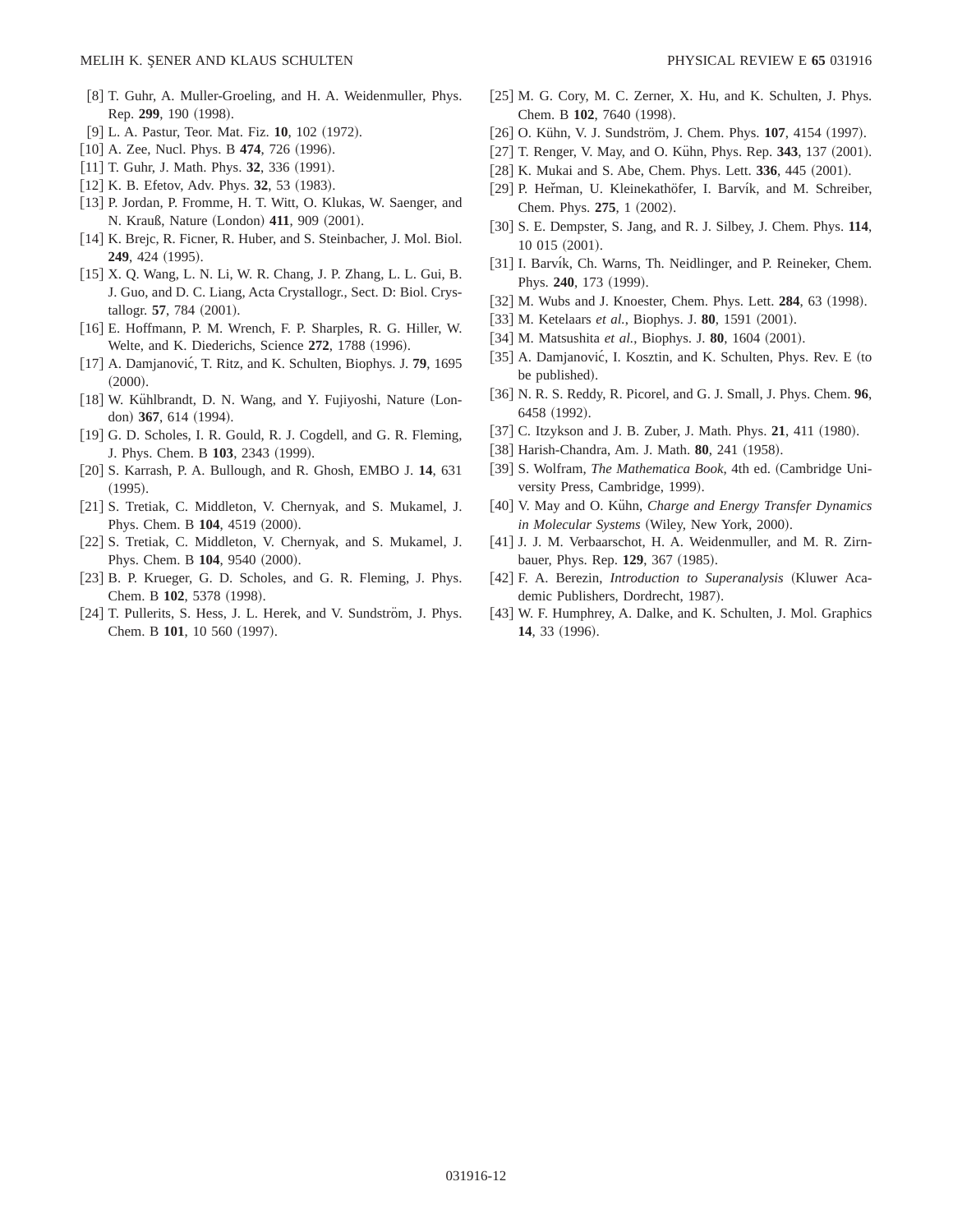[8] T. Guhr, A. Muller-Groeling, and H. A. Weidenmuller, Phys. Rep. **299**, 190 (1998).

[9] L. A. Pastur, Teor. Mat. Fiz. **10**, 102 (1972).

[10] A. Zee, Nucl. Phys. B **474**, 726 (1996).

[11] T. Guhr, J. Math. Phys. **32**, 336 (1991).

[12] K. B. Efetov, Adv. Phys. **32**, 53 (1983).

[13] P. Jordan, P. Fromme, H. T. Witt, O. Klukas, W. Saenger, and N. Krauß, Nature (London) **411**, 909 (2001).

[14] K. Brejc, R. Ficner, R. Huber, and S. Steinbacher, J. Mol. Biol. **249**, 424 (1995).

[15] X. Q. Wang, L. N. Li, W. R. Chang, J. P. Zhang, L. L. Gui, B. J. Guo, and D. C. Liang, Acta Crystallogr., Sect. D: Biol. Crystallogr. **57**, 784 (2001).

[16] E. Hoffmann, P. M. Wrench, F. P. Sharples, R. G. Hiller, W. Welte, and K. Diederichs, Science **272**, 1788 (1996).

[17] A. Damjanović, T. Ritz, and K. Schulten, Biophys. J. **79**, 1695 (2000).

[18] W. Kühlbrandt, D. N. Wang, and Y. Fujiyoshi, Nature (London) **367**, 614 (1994).

[19] G. D. Scholes, I. R. Gould, R. J. Cogdell, and G. R. Fleming, J. Phys. Chem. B **103**, 2343 (1999).

[20] S. Karrash, P. A. Bullough, and R. Ghosh, EMBO J. **14**, 631 (1995).

[21] S. Tretiak, C. Middleton, V. Chernyak, and S. Mukamel, J. Phys. Chem. B **104**, 4519 (2000).

[22] S. Tretiak, C. Middleton, V. Chernyak, and S. Mukamel, J. Phys. Chem. B **104**, 9540 (2000).

[23] B. P. Krueger, G. D. Scholes, and G. R. Fleming, J. Phys. Chem. B **102**, 5378 (1998).

[24] T. Pullerits, S. Hess, J. L. Herek, and V. Sundström, J. Phys. Chem. B **101**, 10 560 (1997).

[25] M. G. Cory, M. C. Zerner, X. Hu, and K. Schulten, J. Phys. Chem. B **102**, 7640 (1998).

[26] O. Kühn, V. J. Sundström, J. Chem. Phys. **107**, 4154 (1997).

[27] T. Renger, V. May, and O. Kühn, Phys. Rep. **343**, 137 (2001).

[28] K. Mukai and S. Abe, Chem. Phys. Lett. **336**, 445 (2001).

[29] P. Heřman, U. Kleinekathöfer, I. Barvík, and M. Schreiber, Chem. Phys. **275**, 1 (2002).

[30] S. E. Dempster, S. Jang, and R. J. Silbey, J. Chem. Phys. **114**, 10 015 (2001).

[31] I. Barvík, Ch. Warns, Th. Neidlinger, and P. Reineker, Chem. Phys. **240**, 173 (1999).

[32] M. Wubs and J. Knoester, Chem. Phys. Lett. **284**, 63 (1998).

[33] M. Ketelaars *et al.*, Biophys. J. **80**, 1591 (2001).

[34] M. Matsushita *et al.*, Biophys. J. **80**, 1604 (2001).

[35] A. Damjanović, I. Kosztin, and K. Schulten, Phys. Rev. E (to be published).

[36] N. R. S. Reddy, R. Picorel, and G. J. Small, J. Phys. Chem. **96**, 6458 (1992).

[37] C. Itzykson and J. B. Zuber, J. Math. Phys. **21**, 411 (1980).

[38] Harish-Chandra, Am. J. Math. **80**, 241 (1958).

[39] S. Wolfram, *The Mathematica Book*, 4th ed. (Cambridge University Press, Cambridge, 1999).

[40] V. May and O. Kühn, *Charge and Energy Transfer Dynamics in Molecular Systems* (Wiley, New York, 2000).

[41] J. J. M. Verbaarschot, H. A. Weidenmuller, and M. R. Zirnbauer, Phys. Rep. **129**, 367 (1985).

[42] F. A. Berezin, *Introduction to Superanalysis* (Kluwer Academic Publishers, Dordrecht, 1987).

[43] W. F. Humphrey, A. Dalke, and K. Schulten, J. Mol. Graphics **14**, 33 (1996).